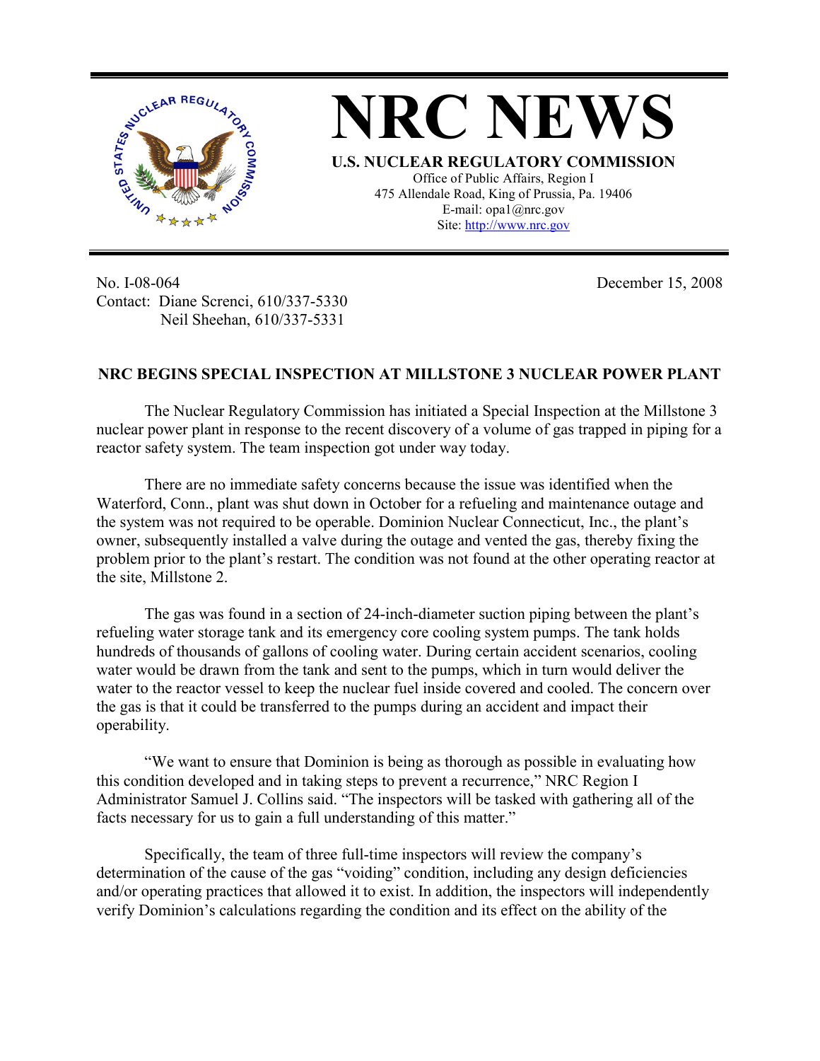# NRC NEWS

**U.S. NUCLEAR REGULATORY COMMISSION**

Office of Public Affairs, Region I
475 Allendale Road, King of Prussia, Pa. 19406
E-mail: opa1@nrc.gov
Site: http://www.nrc.gov

No. I-08-064
Contact: Diane Screnci, 610/337-5330
Neil Sheehan, 610/337-5331

December 15, 2008

**NRC BEGINS SPECIAL INSPECTION AT MILLSTONE 3 NUCLEAR POWER PLANT**

The Nuclear Regulatory Commission has initiated a Special Inspection at the Millstone 3 nuclear power plant in response to the recent discovery of a volume of gas trapped in piping for a reactor safety system. The team inspection got under way today.

There are no immediate safety concerns because the issue was identified when the Waterford, Conn., plant was shut down in October for a refueling and maintenance outage and the system was not required to be operable. Dominion Nuclear Connecticut, Inc., the plant's owner, subsequently installed a valve during the outage and vented the gas, thereby fixing the problem prior to the plant's restart. The condition was not found at the other operating reactor at the site, Millstone 2.

The gas was found in a section of 24-inch-diameter suction piping between the plant's refueling water storage tank and its emergency core cooling system pumps. The tank holds hundreds of thousands of gallons of cooling water. During certain accident scenarios, cooling water would be drawn from the tank and sent to the pumps, which in turn would deliver the water to the reactor vessel to keep the nuclear fuel inside covered and cooled. The concern over the gas is that it could be transferred to the pumps during an accident and impact their operability.

"We want to ensure that Dominion is being as thorough as possible in evaluating how this condition developed and in taking steps to prevent a recurrence," NRC Region I Administrator Samuel J. Collins said. "The inspectors will be tasked with gathering all of the facts necessary for us to gain a full understanding of this matter."

Specifically, the team of three full-time inspectors will review the company's determination of the cause of the gas "voiding" condition, including any design deficiencies and/or operating practices that allowed it to exist. In addition, the inspectors will independently verify Dominion's calculations regarding the condition and its effect on the ability of the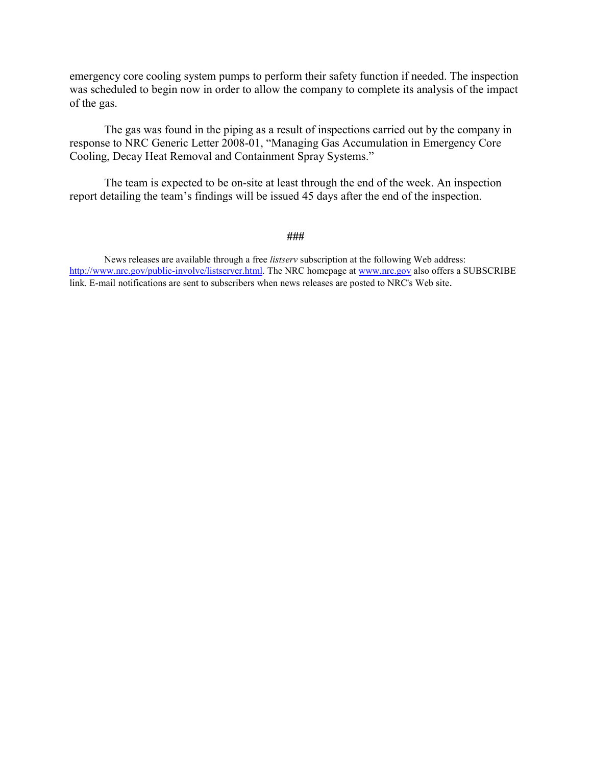emergency core cooling system pumps to perform their safety function if needed. The inspection was scheduled to begin now in order to allow the company to complete its analysis of the impact of the gas.

The gas was found in the piping as a result of inspections carried out by the company in response to NRC Generic Letter 2008-01, "Managing Gas Accumulation in Emergency Core Cooling, Decay Heat Removal and Containment Spray Systems."

The team is expected to be on-site at least through the end of the week. An inspection report detailing the team's findings will be issued 45 days after the end of the inspection.

###

News releases are available through a free *listserv* subscription at the following Web address: http://www.nrc.gov/public-involve/listserver.html. The NRC homepage at www.nrc.gov also offers a SUBSCRIBE link. E-mail notifications are sent to subscribers when news releases are posted to NRC's Web site.